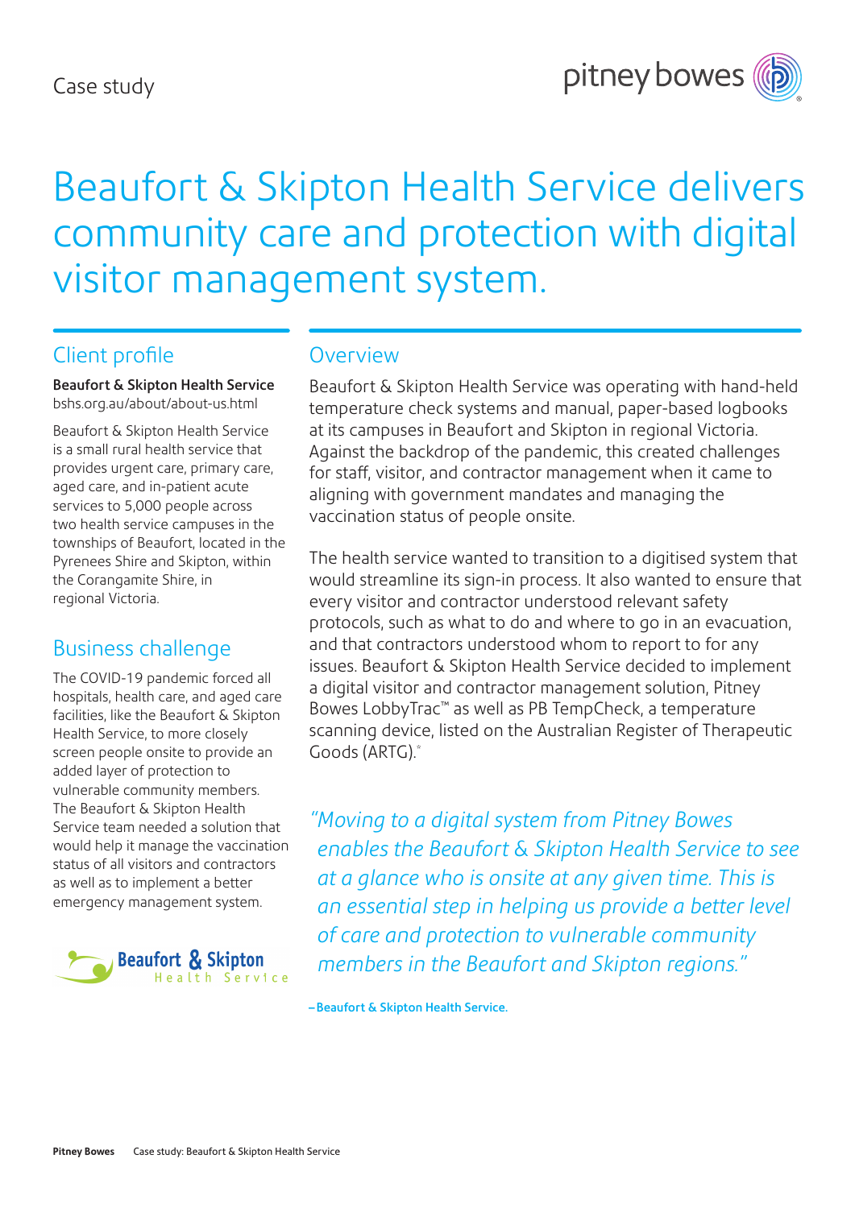Case study

# Beaufort & Skipton Health Service delivers community care and protection with digital visitor management system.

## Client profile

**Beaufort & Skipton Health Service**
bshs.org.au/about/about-us.html

Beaufort & Skipton Health Service is a small rural health service that provides urgent care, primary care, aged care, and in-patient acute services to 5,000 people across two health service campuses in the townships of Beaufort, located in the Pyrenees Shire and Skipton, within the Corangamite Shire, in regional Victoria.

## Business challenge

The COVID-19 pandemic forced all hospitals, health care, and aged care facilities, like the Beaufort & Skipton Health Service, to more closely screen people onsite to provide an added layer of protection to vulnerable community members. The Beaufort & Skipton Health Service team needed a solution that would help it manage the vaccination status of all visitors and contractors as well as to implement a better emergency management system.

## Overview

Beaufort & Skipton Health Service was operating with hand-held temperature check systems and manual, paper-based logbooks at its campuses in Beaufort and Skipton in regional Victoria. Against the backdrop of the pandemic, this created challenges for staff, visitor, and contractor management when it came to aligning with government mandates and managing the vaccination status of people onsite.

The health service wanted to transition to a digitised system that would streamline its sign-in process. It also wanted to ensure that every visitor and contractor understood relevant safety protocols, such as what to do and where to go in an evacuation, and that contractors understood whom to report to for any issues. Beaufort & Skipton Health Service decided to implement a digital visitor and contractor management solution, Pitney Bowes LobbyTrac™ as well as PB TempCheck, a temperature scanning device, listed on the Australian Register of Therapeutic Goods (ARTG).*

> *"Moving to a digital system from Pitney Bowes enables the Beaufort & Skipton Health Service to see at a glance who is onsite at any given time. This is an essential step in helping us provide a better level of care and protection to vulnerable community members in the Beaufort and Skipton regions."*
>
> **– Beaufort & Skipton Health Service.**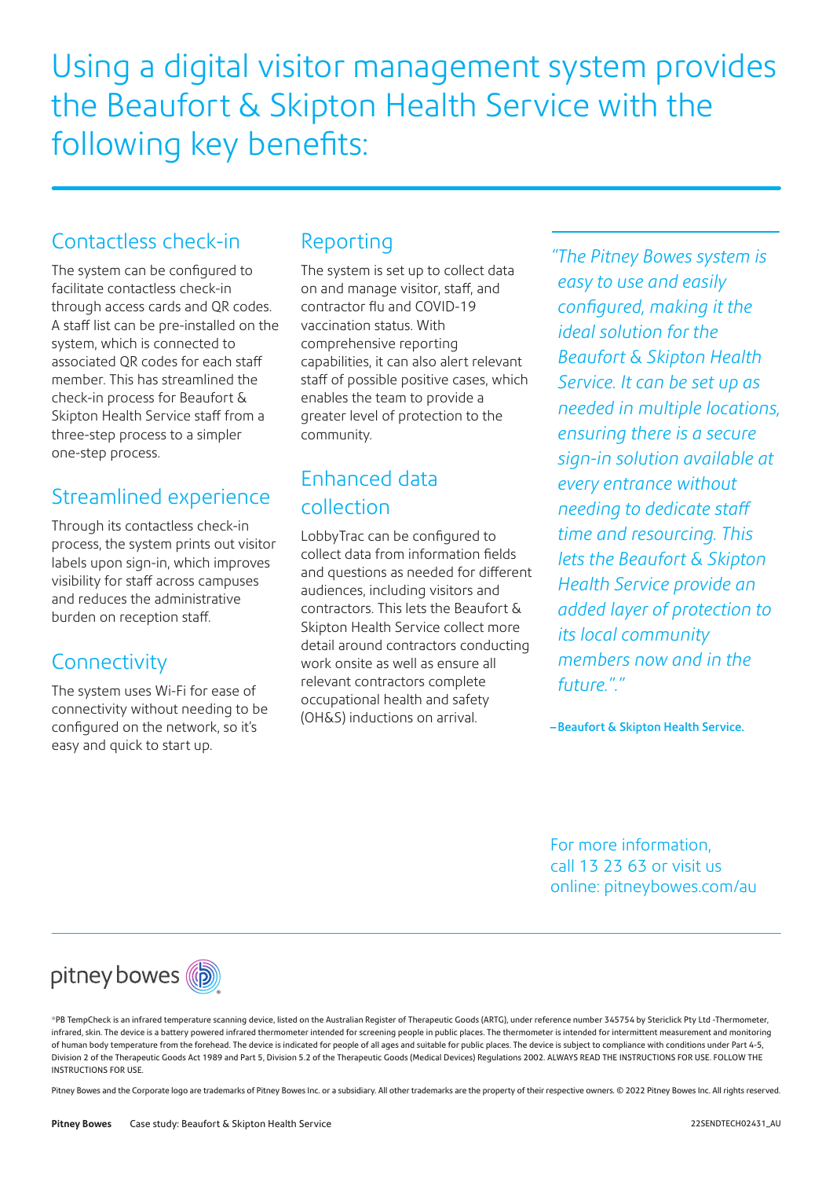# Using a digital visitor management system provides the Beaufort & Skipton Health Service with the following key benefits:

## Contactless check-in

The system can be configured to facilitate contactless check-in through access cards and QR codes. A staff list can be pre-installed on the system, which is connected to associated QR codes for each staff member. This has streamlined the check-in process for Beaufort & Skipton Health Service staff from a three-step process to a simpler one-step process.

## Streamlined experience

Through its contactless check-in process, the system prints out visitor labels upon sign-in, which improves visibility for staff across campuses and reduces the administrative burden on reception staff.

## Connectivity

The system uses Wi-Fi for ease of connectivity without needing to be configured on the network, so it's easy and quick to start up.

## Reporting

The system is set up to collect data on and manage visitor, staff, and contractor flu and COVID-19 vaccination status. With comprehensive reporting capabilities, it can also alert relevant staff of possible positive cases, which enables the team to provide a greater level of protection to the community.

## Enhanced data collection

LobbyTrac can be configured to collect data from information fields and questions as needed for different audiences, including visitors and contractors. This lets the Beaufort & Skipton Health Service collect more detail around contractors conducting work onsite as well as ensure all relevant contractors complete occupational health and safety (OH&S) inductions on arrival.

*"The Pitney Bowes system is easy to use and easily configured, making it the ideal solution for the Beaufort & Skipton Health Service. It can be set up as needed in multiple locations, ensuring there is a secure sign-in solution available at every entrance without needing to dedicate staff time and resourcing. This lets the Beaufort & Skipton Health Service provide an added layer of protection to its local community members now and in the future."."*

**– Beaufort & Skipton Health Service.**

For more information, call 13 23 63 or visit us online: pitneybowes.com/au

pitney bowes

*PB TempCheck is an infrared temperature scanning device, listed on the Australian Register of Therapeutic Goods (ARTG), under reference number 345754 by Stericlick Pty Ltd -Thermometer, infrared, skin. The device is a battery powered infrared thermometer intended for screening people in public places. The thermometer is intended for intermittent measurement and monitoring of human body temperature from the forehead. The device is indicated for people of all ages and suitable for public places. The device is subject to compliance with conditions under Part 4-5, Division 2 of the Therapeutic Goods Act 1989 and Part 5, Division 5.2 of the Therapeutic Goods (Medical Devices) Regulations 2002. ALWAYS READ THE INSTRUCTIONS FOR USE. FOLLOW THE INSTRUCTIONS FOR USE.

Pitney Bowes and the Corporate logo are trademarks of Pitney Bowes Inc. or a subsidiary. All other trademarks are the property of their respective owners. © 2022 Pitney Bowes Inc. All rights reserved.

22SENDTECH02431_AU